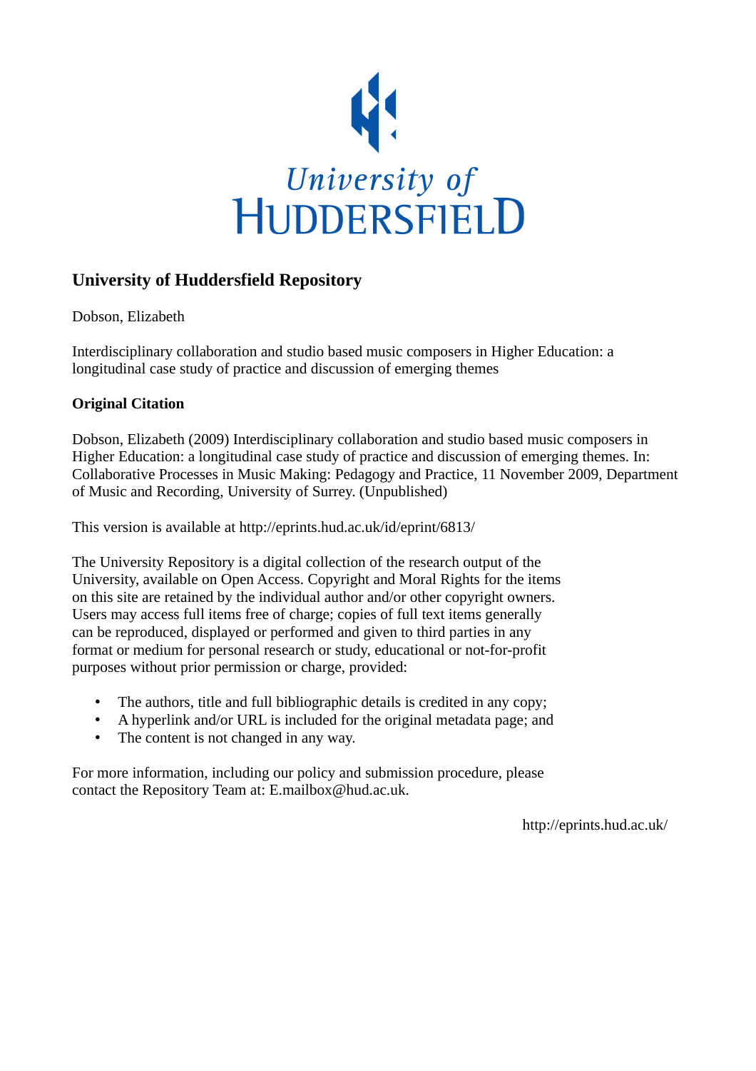University of HUDDERSFIELD

## University of Huddersfield Repository

Dobson, Elizabeth

Interdisciplinary collaboration and studio based music composers in Higher Education: a longitudinal case study of practice and discussion of emerging themes

### Original Citation

Dobson, Elizabeth (2009) Interdisciplinary collaboration and studio based music composers in Higher Education: a longitudinal case study of practice and discussion of emerging themes. In: Collaborative Processes in Music Making: Pedagogy and Practice, 11 November 2009, Department of Music and Recording, University of Surrey. (Unpublished)

This version is available at http://eprints.hud.ac.uk/id/eprint/6813/

The University Repository is a digital collection of the research output of the University, available on Open Access. Copyright and Moral Rights for the items on this site are retained by the individual author and/or other copyright owners. Users may access full items free of charge; copies of full text items generally can be reproduced, displayed or performed and given to third parties in any format or medium for personal research or study, educational or not-for-profit purposes without prior permission or charge, provided:

- The authors, title and full bibliographic details is credited in any copy;
- A hyperlink and/or URL is included for the original metadata page; and
- The content is not changed in any way.

For more information, including our policy and submission procedure, please contact the Repository Team at: E.mailbox@hud.ac.uk.

http://eprints.hud.ac.uk/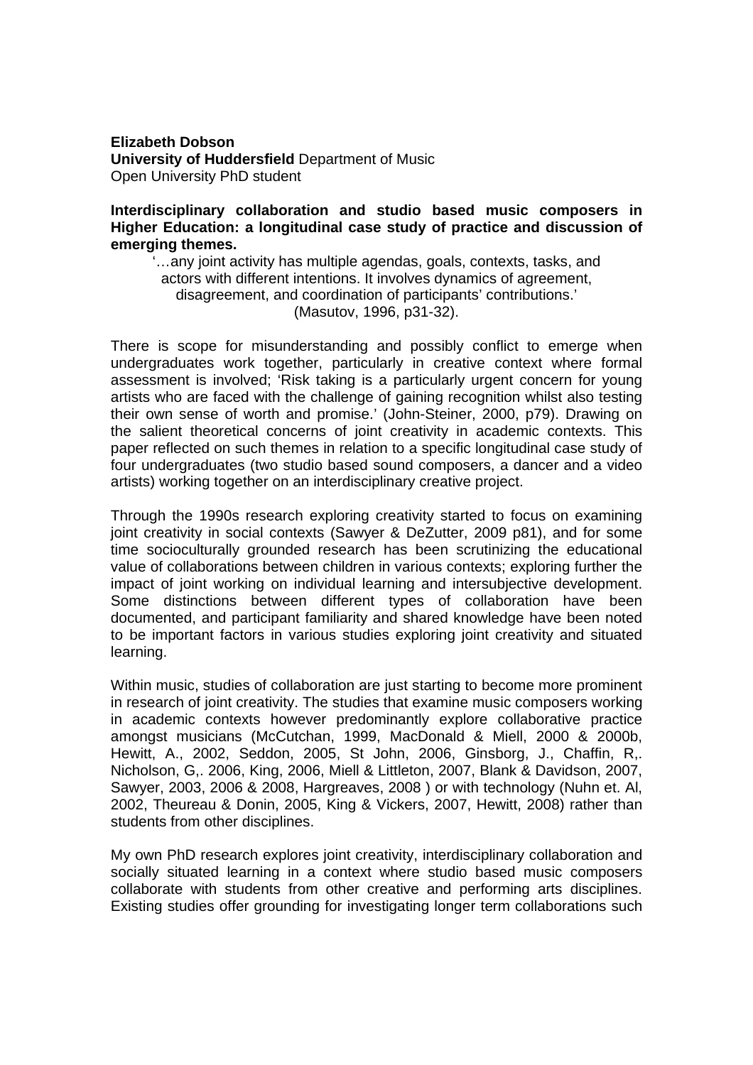**Elizabeth Dobson**
**University of Huddersfield** Department of Music
Open University PhD student

**Interdisciplinary collaboration and studio based music composers in Higher Education: a longitudinal case study of practice and discussion of emerging themes.**

> '…any joint activity has multiple agendas, goals, contexts, tasks, and actors with different intentions. It involves dynamics of agreement, disagreement, and coordination of participants' contributions.' (Masutov, 1996, p31-32).

There is scope for misunderstanding and possibly conflict to emerge when undergraduates work together, particularly in creative context where formal assessment is involved; 'Risk taking is a particularly urgent concern for young artists who are faced with the challenge of gaining recognition whilst also testing their own sense of worth and promise.' (John-Steiner, 2000, p79). Drawing on the salient theoretical concerns of joint creativity in academic contexts. This paper reflected on such themes in relation to a specific longitudinal case study of four undergraduates (two studio based sound composers, a dancer and a video artists) working together on an interdisciplinary creative project.

Through the 1990s research exploring creativity started to focus on examining joint creativity in social contexts (Sawyer & DeZutter, 2009 p81), and for some time socioculturally grounded research has been scrutinizing the educational value of collaborations between children in various contexts; exploring further the impact of joint working on individual learning and intersubjective development. Some distinctions between different types of collaboration have been documented, and participant familiarity and shared knowledge have been noted to be important factors in various studies exploring joint creativity and situated learning.

Within music, studies of collaboration are just starting to become more prominent in research of joint creativity. The studies that examine music composers working in academic contexts however predominantly explore collaborative practice amongst musicians (McCutchan, 1999, MacDonald & Miell, 2000 & 2000b, Hewitt, A., 2002, Seddon, 2005, St John, 2006, Ginsborg, J., Chaffin, R,. Nicholson, G,. 2006, King, 2006, Miell & Littleton, 2007, Blank & Davidson, 2007, Sawyer, 2003, 2006 & 2008, Hargreaves, 2008 ) or with technology (Nuhn et. Al, 2002, Theureau & Donin, 2005, King & Vickers, 2007, Hewitt, 2008) rather than students from other disciplines.

My own PhD research explores joint creativity, interdisciplinary collaboration and socially situated learning in a context where studio based music composers collaborate with students from other creative and performing arts disciplines. Existing studies offer grounding for investigating longer term collaborations such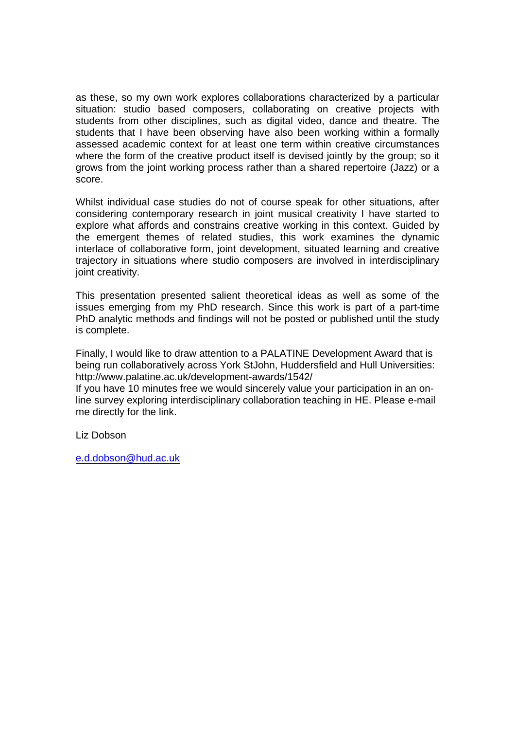as these, so my own work explores collaborations characterized by a particular situation: studio based composers, collaborating on creative projects with students from other disciplines, such as digital video, dance and theatre. The students that I have been observing have also been working within a formally assessed academic context for at least one term within creative circumstances where the form of the creative product itself is devised jointly by the group; so it grows from the joint working process rather than a shared repertoire (Jazz) or a score.

Whilst individual case studies do not of course speak for other situations, after considering contemporary research in joint musical creativity I have started to explore what affords and constrains creative working in this context. Guided by the emergent themes of related studies, this work examines the dynamic interlace of collaborative form, joint development, situated learning and creative trajectory in situations where studio composers are involved in interdisciplinary joint creativity.

This presentation presented salient theoretical ideas as well as some of the issues emerging from my PhD research. Since this work is part of a part-time PhD analytic methods and findings will not be posted or published until the study is complete.

Finally, I would like to draw attention to a PALATINE Development Award that is being run collaboratively across York StJohn, Huddersfield and Hull Universities: http://www.palatine.ac.uk/development-awards/1542/
If you have 10 minutes free we would sincerely value your participation in an on-line survey exploring interdisciplinary collaboration teaching in HE. Please e-mail me directly for the link.

Liz Dobson

e.d.dobson@hud.ac.uk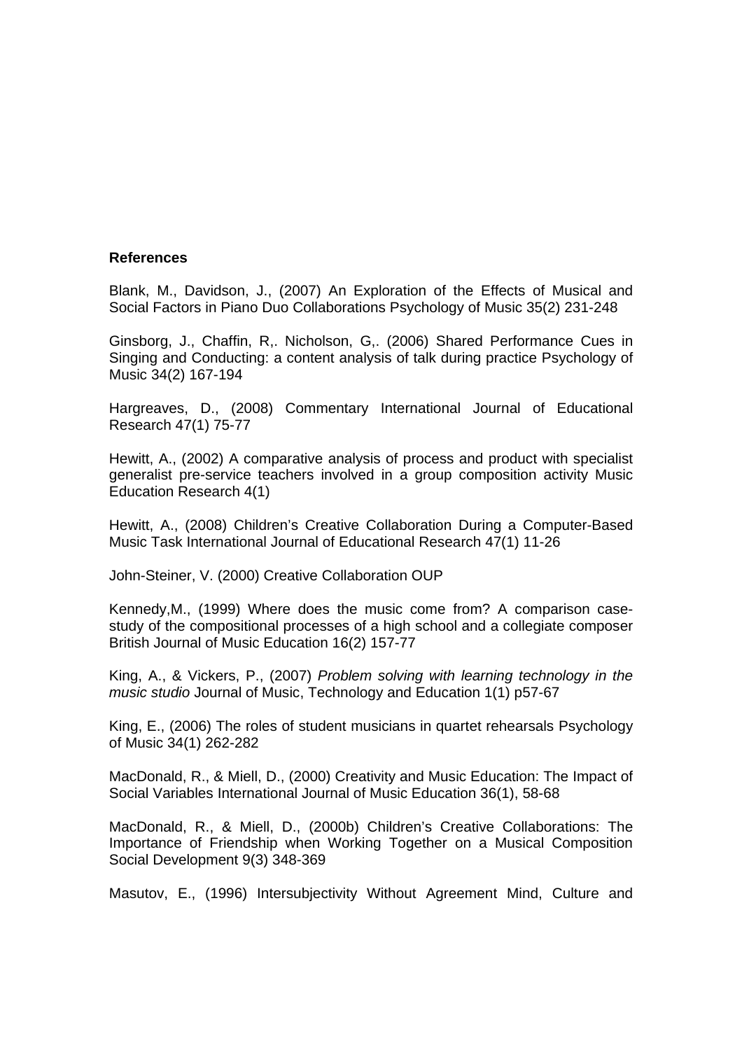**References**

Blank, M., Davidson, J., (2007) An Exploration of the Effects of Musical and Social Factors in Piano Duo Collaborations Psychology of Music 35(2) 231-248

Ginsborg, J., Chaffin, R,. Nicholson, G,. (2006) Shared Performance Cues in Singing and Conducting: a content analysis of talk during practice Psychology of Music 34(2) 167-194

Hargreaves, D., (2008) Commentary International Journal of Educational Research 47(1) 75-77

Hewitt, A., (2002) A comparative analysis of process and product with specialist generalist pre-service teachers involved in a group composition activity Music Education Research 4(1)

Hewitt, A., (2008) Children's Creative Collaboration During a Computer-Based Music Task International Journal of Educational Research 47(1) 11-26

John-Steiner, V. (2000) Creative Collaboration OUP

Kennedy,M., (1999) Where does the music come from? A comparison case-study of the compositional processes of a high school and a collegiate composer British Journal of Music Education 16(2) 157-77

King, A., & Vickers, P., (2007) *Problem solving with learning technology in the music studio* Journal of Music, Technology and Education 1(1) p57-67

King, E., (2006) The roles of student musicians in quartet rehearsals Psychology of Music 34(1) 262-282

MacDonald, R., & Miell, D., (2000) Creativity and Music Education: The Impact of Social Variables International Journal of Music Education 36(1), 58-68

MacDonald, R., & Miell, D., (2000b) Children's Creative Collaborations: The Importance of Friendship when Working Together on a Musical Composition Social Development 9(3) 348-369

Masutov, E., (1996) Intersubjectivity Without Agreement Mind, Culture and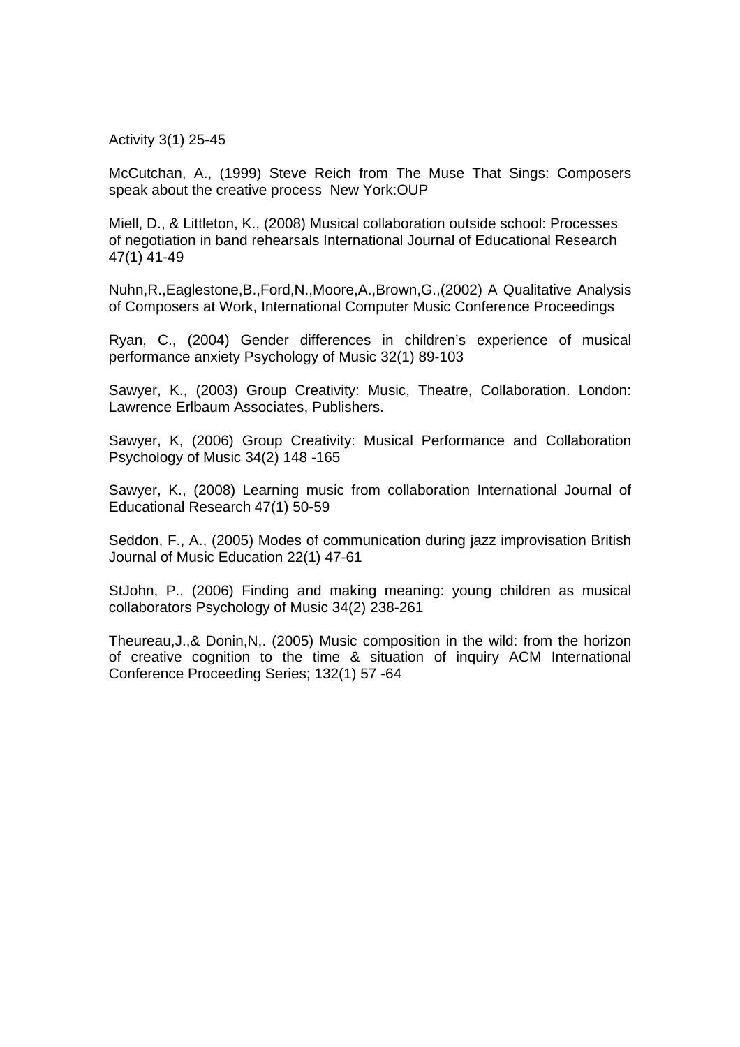Activity 3(1) 25-45

McCutchan, A., (1999) Steve Reich from The Muse That Sings: Composers speak about the creative process New York:OUP

Miell, D., & Littleton, K., (2008) Musical collaboration outside school: Processes of negotiation in band rehearsals International Journal of Educational Research 47(1) 41-49

Nuhn,R.,Eaglestone,B.,Ford,N.,Moore,A.,Brown,G.,(2002) A Qualitative Analysis of Composers at Work, International Computer Music Conference Proceedings

Ryan, C., (2004) Gender differences in children's experience of musical performance anxiety Psychology of Music 32(1) 89-103

Sawyer, K., (2003) Group Creativity: Music, Theatre, Collaboration. London: Lawrence Erlbaum Associates, Publishers.

Sawyer, K, (2006) Group Creativity: Musical Performance and Collaboration Psychology of Music 34(2) 148 -165

Sawyer, K., (2008) Learning music from collaboration International Journal of Educational Research 47(1) 50-59

Seddon, F., A., (2005) Modes of communication during jazz improvisation British Journal of Music Education 22(1) 47-61

StJohn, P., (2006) Finding and making meaning: young children as musical collaborators Psychology of Music 34(2) 238-261

Theureau,J.,& Donin,N,. (2005) Music composition in the wild: from the horizon of creative cognition to the time & situation of inquiry ACM International Conference Proceeding Series; 132(1) 57 -64